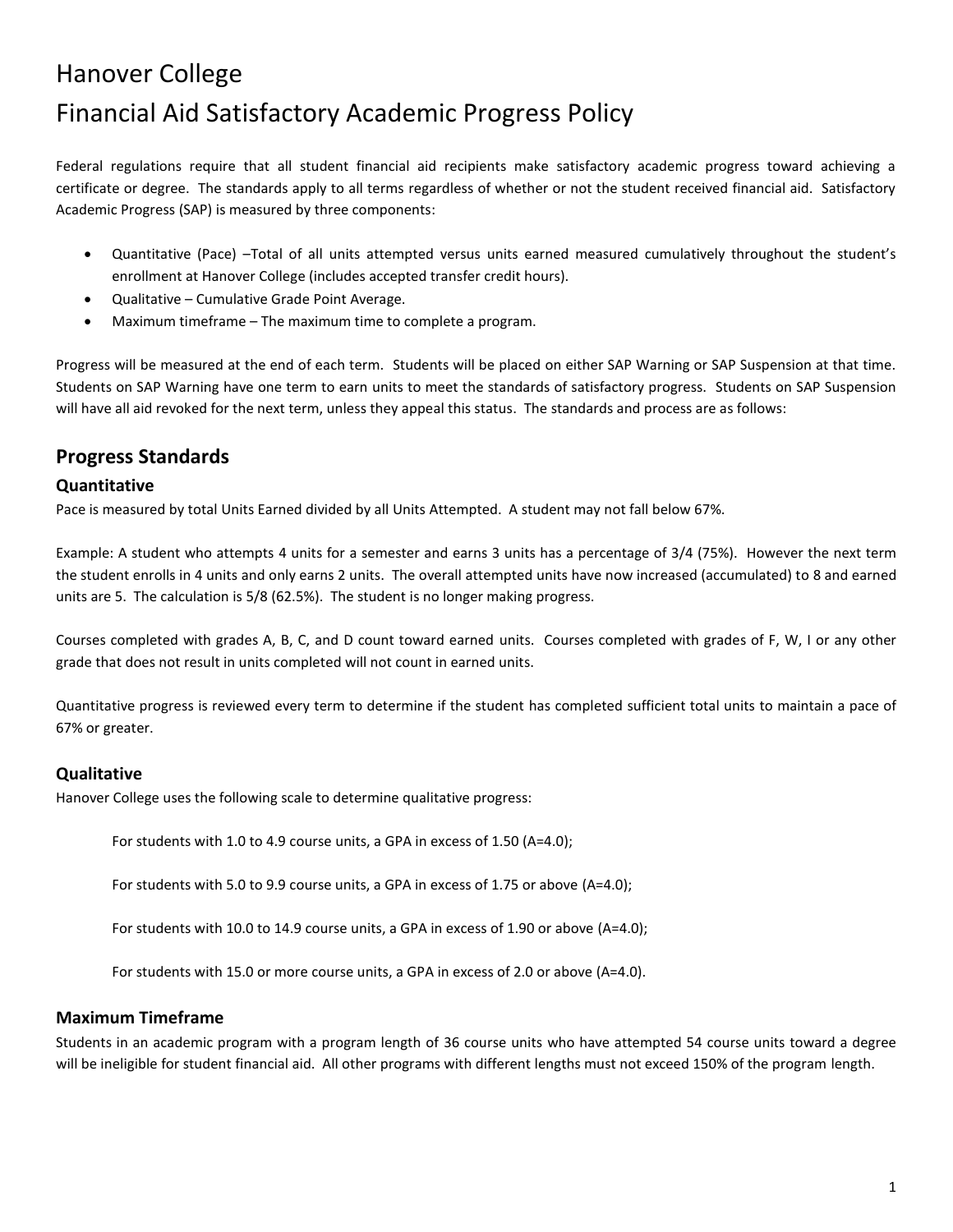# Hanover College

# Financial Aid Satisfactory Academic Progress Policy

Federal regulations require that all student financial aid recipients make satisfactory academic progress toward achieving a certificate or degree. The standards apply to all terms regardless of whether or not the student received financial aid. Satisfactory Academic Progress (SAP) is measured by three components:

- Quantitative (Pace) –Total of all units attempted versus units earned measured cumulatively throughout the student's enrollment at Hanover College (includes accepted transfer credit hours).
- Qualitative – Cumulative Grade Point Average.
- Maximum timeframe – The maximum time to complete a program.

Progress will be measured at the end of each term. Students will be placed on either SAP Warning or SAP Suspension at that time. Students on SAP Warning have one term to earn units to meet the standards of satisfactory progress. Students on SAP Suspension will have all aid revoked for the next term, unless they appeal this status. The standards and process are as follows:

## Progress Standards

### Quantitative

Pace is measured by total Units Earned divided by all Units Attempted. A student may not fall below 67%.

Example: A student who attempts 4 units for a semester and earns 3 units has a percentage of 3/4 (75%). However the next term the student enrolls in 4 units and only earns 2 units. The overall attempted units have now increased (accumulated) to 8 and earned units are 5. The calculation is 5/8 (62.5%). The student is no longer making progress.

Courses completed with grades A, B, C, and D count toward earned units. Courses completed with grades of F, W, I or any other grade that does not result in units completed will not count in earned units.

Quantitative progress is reviewed every term to determine if the student has completed sufficient total units to maintain a pace of 67% or greater.

### Qualitative

Hanover College uses the following scale to determine qualitative progress:

For students with 1.0 to 4.9 course units, a GPA in excess of 1.50 (A=4.0);

For students with 5.0 to 9.9 course units, a GPA in excess of 1.75 or above (A=4.0);

For students with 10.0 to 14.9 course units, a GPA in excess of 1.90 or above (A=4.0);

For students with 15.0 or more course units, a GPA in excess of 2.0 or above (A=4.0).

### Maximum Timeframe

Students in an academic program with a program length of 36 course units who have attempted 54 course units toward a degree will be ineligible for student financial aid. All other programs with different lengths must not exceed 150% of the program length.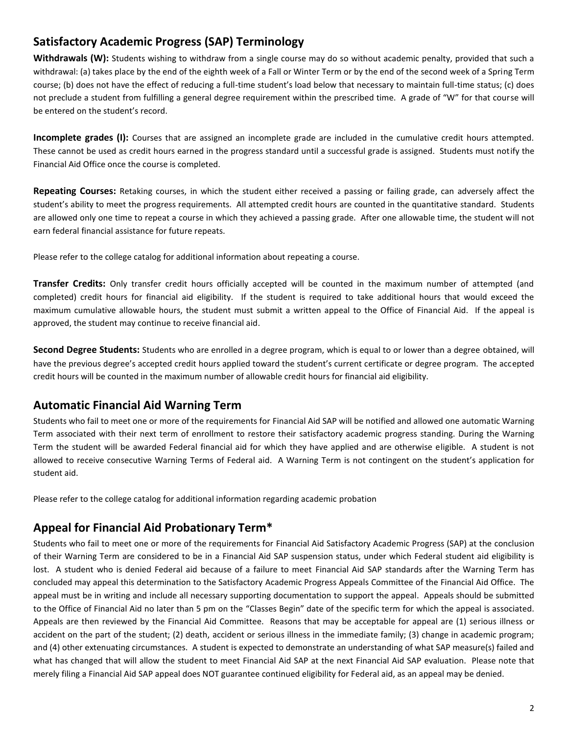## Satisfactory Academic Progress (SAP) Terminology

**Withdrawals (W):** Students wishing to withdraw from a single course may do so without academic penalty, provided that such a withdrawal: (a) takes place by the end of the eighth week of a Fall or Winter Term or by the end of the second week of a Spring Term course; (b) does not have the effect of reducing a full-time student's load below that necessary to maintain full-time status; (c) does not preclude a student from fulfilling a general degree requirement within the prescribed time. A grade of "W" for that course will be entered on the student's record.

**Incomplete grades (I):** Courses that are assigned an incomplete grade are included in the cumulative credit hours attempted. These cannot be used as credit hours earned in the progress standard until a successful grade is assigned. Students must notify the Financial Aid Office once the course is completed.

**Repeating Courses:** Retaking courses, in which the student either received a passing or failing grade, can adversely affect the student's ability to meet the progress requirements. All attempted credit hours are counted in the quantitative standard. Students are allowed only one time to repeat a course in which they achieved a passing grade. After one allowable time, the student will not earn federal financial assistance for future repeats.

Please refer to the college catalog for additional information about repeating a course.

**Transfer Credits:** Only transfer credit hours officially accepted will be counted in the maximum number of attempted (and completed) credit hours for financial aid eligibility. If the student is required to take additional hours that would exceed the maximum cumulative allowable hours, the student must submit a written appeal to the Office of Financial Aid. If the appeal is approved, the student may continue to receive financial aid.

**Second Degree Students:** Students who are enrolled in a degree program, which is equal to or lower than a degree obtained, will have the previous degree's accepted credit hours applied toward the student's current certificate or degree program. The accepted credit hours will be counted in the maximum number of allowable credit hours for financial aid eligibility.

## Automatic Financial Aid Warning Term

Students who fail to meet one or more of the requirements for Financial Aid SAP will be notified and allowed one automatic Warning Term associated with their next term of enrollment to restore their satisfactory academic progress standing. During the Warning Term the student will be awarded Federal financial aid for which they have applied and are otherwise eligible. A student is not allowed to receive consecutive Warning Terms of Federal aid. A Warning Term is not contingent on the student's application for student aid.

Please refer to the college catalog for additional information regarding academic probation

## Appeal for Financial Aid Probationary Term*

Students who fail to meet one or more of the requirements for Financial Aid Satisfactory Academic Progress (SAP) at the conclusion of their Warning Term are considered to be in a Financial Aid SAP suspension status, under which Federal student aid eligibility is lost. A student who is denied Federal aid because of a failure to meet Financial Aid SAP standards after the Warning Term has concluded may appeal this determination to the Satisfactory Academic Progress Appeals Committee of the Financial Aid Office. The appeal must be in writing and include all necessary supporting documentation to support the appeal. Appeals should be submitted to the Office of Financial Aid no later than 5 pm on the "Classes Begin" date of the specific term for which the appeal is associated. Appeals are then reviewed by the Financial Aid Committee. Reasons that may be acceptable for appeal are (1) serious illness or accident on the part of the student; (2) death, accident or serious illness in the immediate family; (3) change in academic program; and (4) other extenuating circumstances. A student is expected to demonstrate an understanding of what SAP measure(s) failed and what has changed that will allow the student to meet Financial Aid SAP at the next Financial Aid SAP evaluation. Please note that merely filing a Financial Aid SAP appeal does NOT guarantee continued eligibility for Federal aid, as an appeal may be denied.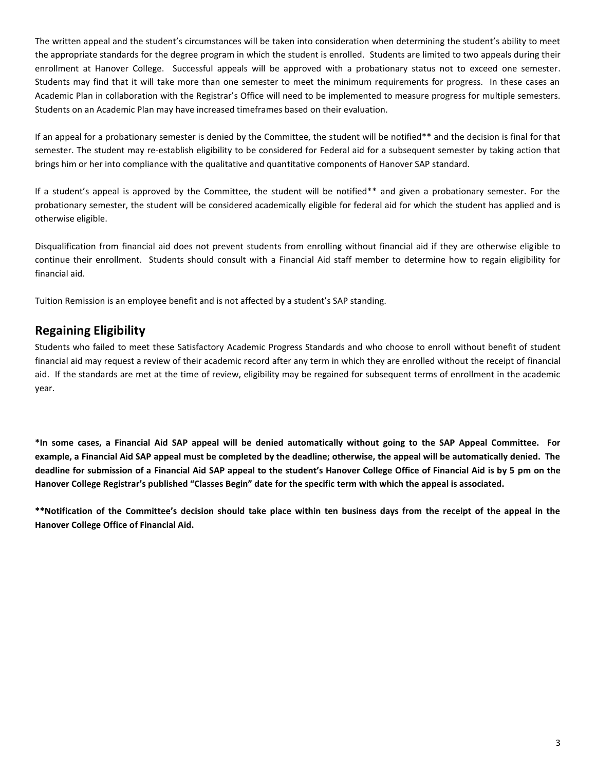The written appeal and the student's circumstances will be taken into consideration when determining the student's ability to meet the appropriate standards for the degree program in which the student is enrolled. Students are limited to two appeals during their enrollment at Hanover College. Successful appeals will be approved with a probationary status not to exceed one semester. Students may find that it will take more than one semester to meet the minimum requirements for progress. In these cases an Academic Plan in collaboration with the Registrar's Office will need to be implemented to measure progress for multiple semesters. Students on an Academic Plan may have increased timeframes based on their evaluation.

If an appeal for a probationary semester is denied by the Committee, the student will be notified** and the decision is final for that semester. The student may re-establish eligibility to be considered for Federal aid for a subsequent semester by taking action that brings him or her into compliance with the qualitative and quantitative components of Hanover SAP standard.

If a student's appeal is approved by the Committee, the student will be notified** and given a probationary semester. For the probationary semester, the student will be considered academically eligible for federal aid for which the student has applied and is otherwise eligible.

Disqualification from financial aid does not prevent students from enrolling without financial aid if they are otherwise eligible to continue their enrollment. Students should consult with a Financial Aid staff member to determine how to regain eligibility for financial aid.

Tuition Remission is an employee benefit and is not affected by a student's SAP standing.

## Regaining Eligibility

Students who failed to meet these Satisfactory Academic Progress Standards and who choose to enroll without benefit of student financial aid may request a review of their academic record after any term in which they are enrolled without the receipt of financial aid. If the standards are met at the time of review, eligibility may be regained for subsequent terms of enrollment in the academic year.

**\*In some cases, a Financial Aid SAP appeal will be denied automatically without going to the SAP Appeal Committee. For example, a Financial Aid SAP appeal must be completed by the deadline; otherwise, the appeal will be automatically denied. The deadline for submission of a Financial Aid SAP appeal to the student's Hanover College Office of Financial Aid is by 5 pm on the Hanover College Registrar's published "Classes Begin" date for the specific term with which the appeal is associated.**

**\*\*Notification of the Committee's decision should take place within ten business days from the receipt of the appeal in the Hanover College Office of Financial Aid.**